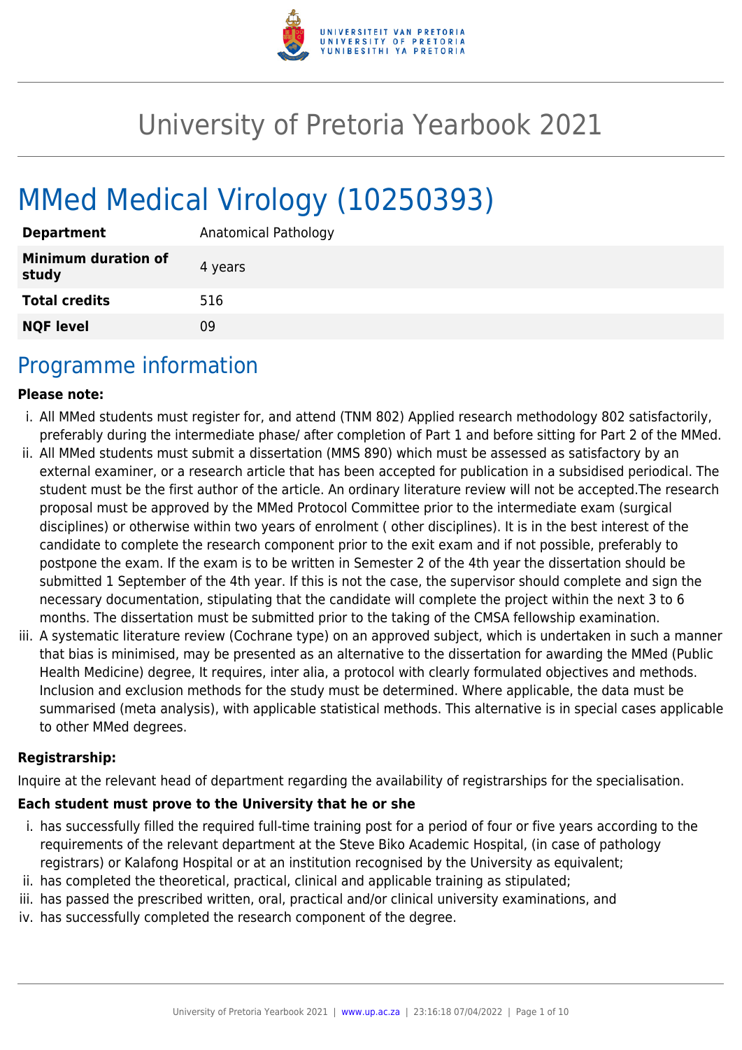# University of Pretoria Yearbook 2021

# MMed Medical Virology (10250393)

| | |
|---|---|
| **Department** | Anatomical Pathology |
| **Minimum duration of study** | 4 years |
| **Total credits** | 516 |
| **NQF level** | 09 |

## Programme information

**Please note:**

i. All MMed students must register for, and attend (TNM 802) Applied research methodology 802 satisfactorily, preferably during the intermediate phase/ after completion of Part 1 and before sitting for Part 2 of the MMed.

ii. All MMed students must submit a dissertation (MMS 890) which must be assessed as satisfactory by an external examiner, or a research article that has been accepted for publication in a subsidised periodical. The student must be the first author of the article. An ordinary literature review will not be accepted.The research proposal must be approved by the MMed Protocol Committee prior to the intermediate exam (surgical disciplines) or otherwise within two years of enrolment ( other disciplines). It is in the best interest of the candidate to complete the research component prior to the exit exam and if not possible, preferably to postpone the exam. If the exam is to be written in Semester 2 of the 4th year the dissertation should be submitted 1 September of the 4th year. If this is not the case, the supervisor should complete and sign the necessary documentation, stipulating that the candidate will complete the project within the next 3 to 6 months. The dissertation must be submitted prior to the taking of the CMSA fellowship examination.

iii. A systematic literature review (Cochrane type) on an approved subject, which is undertaken in such a manner that bias is minimised, may be presented as an alternative to the dissertation for awarding the MMed (Public Health Medicine) degree, It requires, inter alia, a protocol with clearly formulated objectives and methods. Inclusion and exclusion methods for the study must be determined. Where applicable, the data must be summarised (meta analysis), with applicable statistical methods. This alternative is in special cases applicable to other MMed degrees.

**Registrarship:**

Inquire at the relevant head of department regarding the availability of registrarships for the specialisation.

**Each student must prove to the University that he or she**

i. has successfully filled the required full-time training post for a period of four or five years according to the requirements of the relevant department at the Steve Biko Academic Hospital, (in case of pathology registrars) or Kalafong Hospital or at an institution recognised by the University as equivalent;

ii. has completed the theoretical, practical, clinical and applicable training as stipulated;

iii. has passed the prescribed written, oral, practical and/or clinical university examinations, and

iv. has successfully completed the research component of the degree.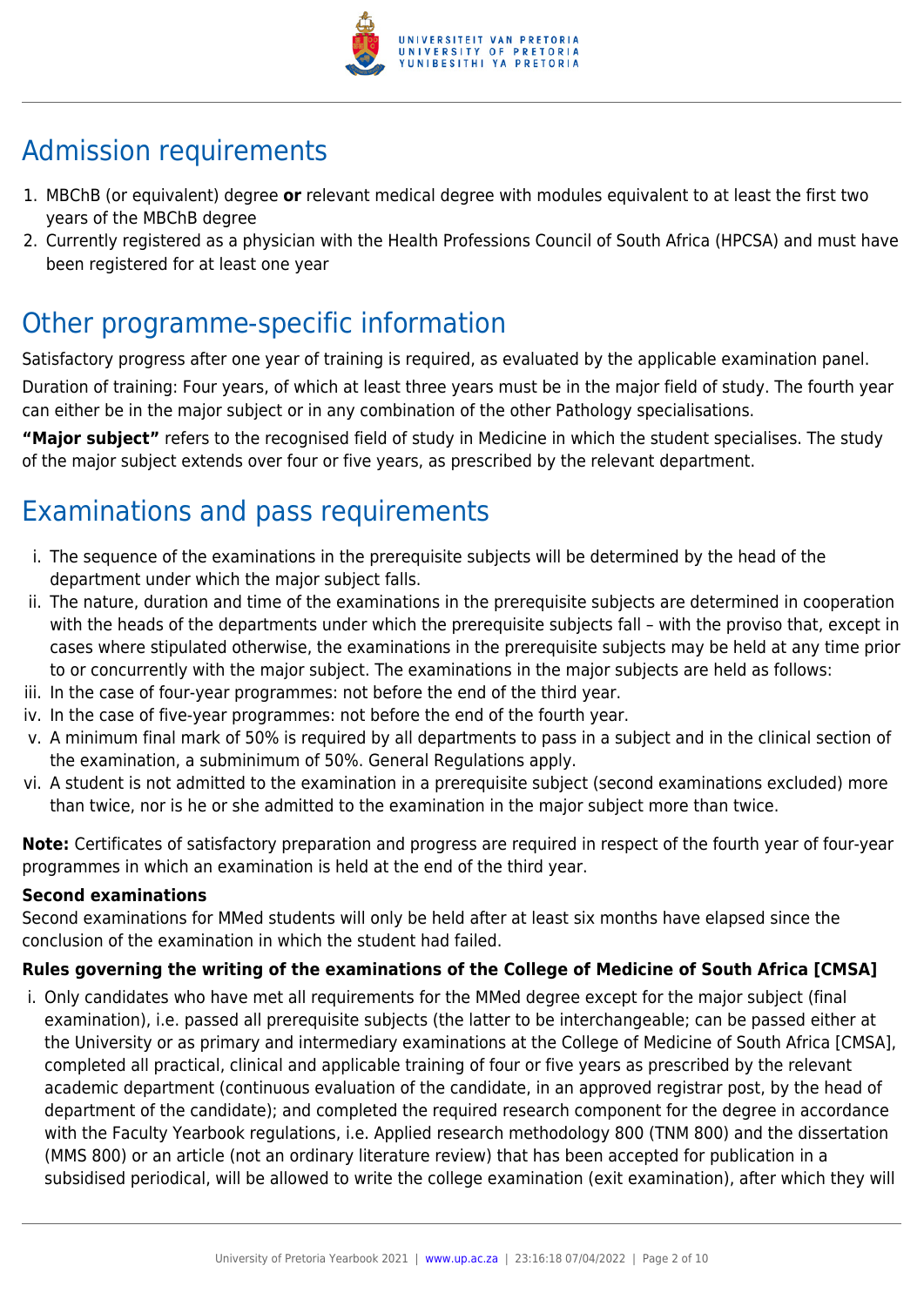# Admission requirements

1. MBChB (or equivalent) degree **or** relevant medical degree with modules equivalent to at least the first two years of the MBChB degree
2. Currently registered as a physician with the Health Professions Council of South Africa (HPCSA) and must have been registered for at least one year

# Other programme-specific information

Satisfactory progress after one year of training is required, as evaluated by the applicable examination panel.

Duration of training: Four years, of which at least three years must be in the major field of study. The fourth year can either be in the major subject or in any combination of the other Pathology specialisations.

**"Major subject"** refers to the recognised field of study in Medicine in which the student specialises. The study of the major subject extends over four or five years, as prescribed by the relevant department.

# Examinations and pass requirements

i. The sequence of the examinations in the prerequisite subjects will be determined by the head of the department under which the major subject falls.
ii. The nature, duration and time of the examinations in the prerequisite subjects are determined in cooperation with the heads of the departments under which the prerequisite subjects fall – with the proviso that, except in cases where stipulated otherwise, the examinations in the prerequisite subjects may be held at any time prior to or concurrently with the major subject. The examinations in the major subjects are held as follows:
iii. In the case of four-year programmes: not before the end of the third year.
iv. In the case of five-year programmes: not before the end of the fourth year.
v. A minimum final mark of 50% is required by all departments to pass in a subject and in the clinical section of the examination, a subminimum of 50%. General Regulations apply.
vi. A student is not admitted to the examination in a prerequisite subject (second examinations excluded) more than twice, nor is he or she admitted to the examination in the major subject more than twice.

**Note:** Certificates of satisfactory preparation and progress are required in respect of the fourth year of four-year programmes in which an examination is held at the end of the third year.

**Second examinations**

Second examinations for MMed students will only be held after at least six months have elapsed since the conclusion of the examination in which the student had failed.

**Rules governing the writing of the examinations of the College of Medicine of South Africa [CMSA]**

i. Only candidates who have met all requirements for the MMed degree except for the major subject (final examination), i.e. passed all prerequisite subjects (the latter to be interchangeable; can be passed either at the University or as primary and intermediary examinations at the College of Medicine of South Africa [CMSA], completed all practical, clinical and applicable training of four or five years as prescribed by the relevant academic department (continuous evaluation of the candidate, in an approved registrar post, by the head of department of the candidate); and completed the required research component for the degree in accordance with the Faculty Yearbook regulations, i.e. Applied research methodology 800 (TNM 800) and the dissertation (MMS 800) or an article (not an ordinary literature review) that has been accepted for publication in a subsidised periodical, will be allowed to write the college examination (exit examination), after which they will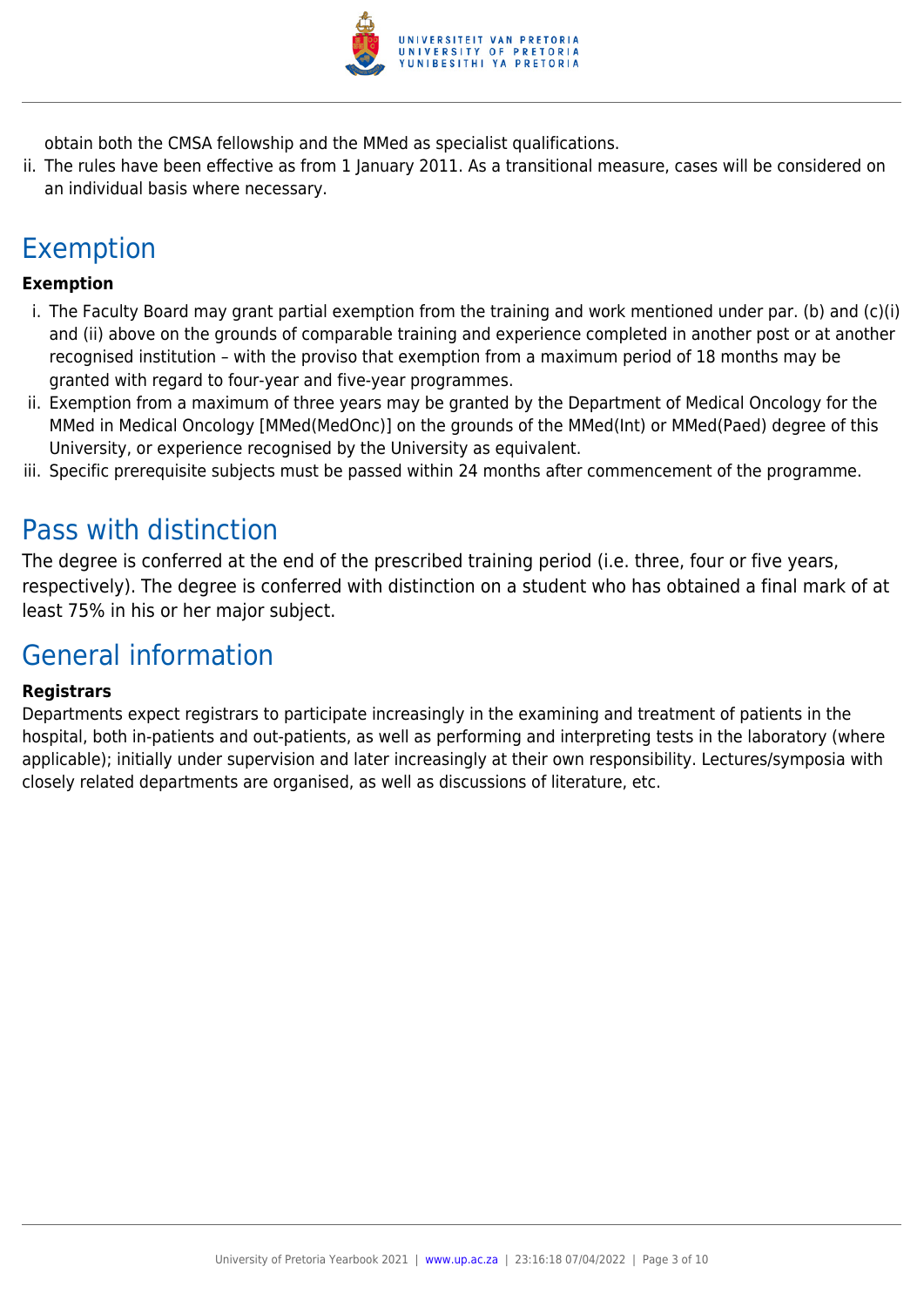obtain both the CMSA fellowship and the MMed as specialist qualifications.

ii. The rules have been effective as from 1 January 2011. As a transitional measure, cases will be considered on an individual basis where necessary.

## Exemption

**Exemption**

i. The Faculty Board may grant partial exemption from the training and work mentioned under par. (b) and (c)(i) and (ii) above on the grounds of comparable training and experience completed in another post or at another recognised institution – with the proviso that exemption from a maximum period of 18 months may be granted with regard to four-year and five-year programmes.
ii. Exemption from a maximum of three years may be granted by the Department of Medical Oncology for the MMed in Medical Oncology [MMed(MedOnc)] on the grounds of the MMed(Int) or MMed(Paed) degree of this University, or experience recognised by the University as equivalent.
iii. Specific prerequisite subjects must be passed within 24 months after commencement of the programme.

## Pass with distinction

The degree is conferred at the end of the prescribed training period (i.e. three, four or five years, respectively). The degree is conferred with distinction on a student who has obtained a final mark of at least 75% in his or her major subject.

## General information

**Registrars**

Departments expect registrars to participate increasingly in the examining and treatment of patients in the hospital, both in-patients and out-patients, as well as performing and interpreting tests in the laboratory (where applicable); initially under supervision and later increasingly at their own responsibility. Lectures/symposia with closely related departments are organised, as well as discussions of literature, etc.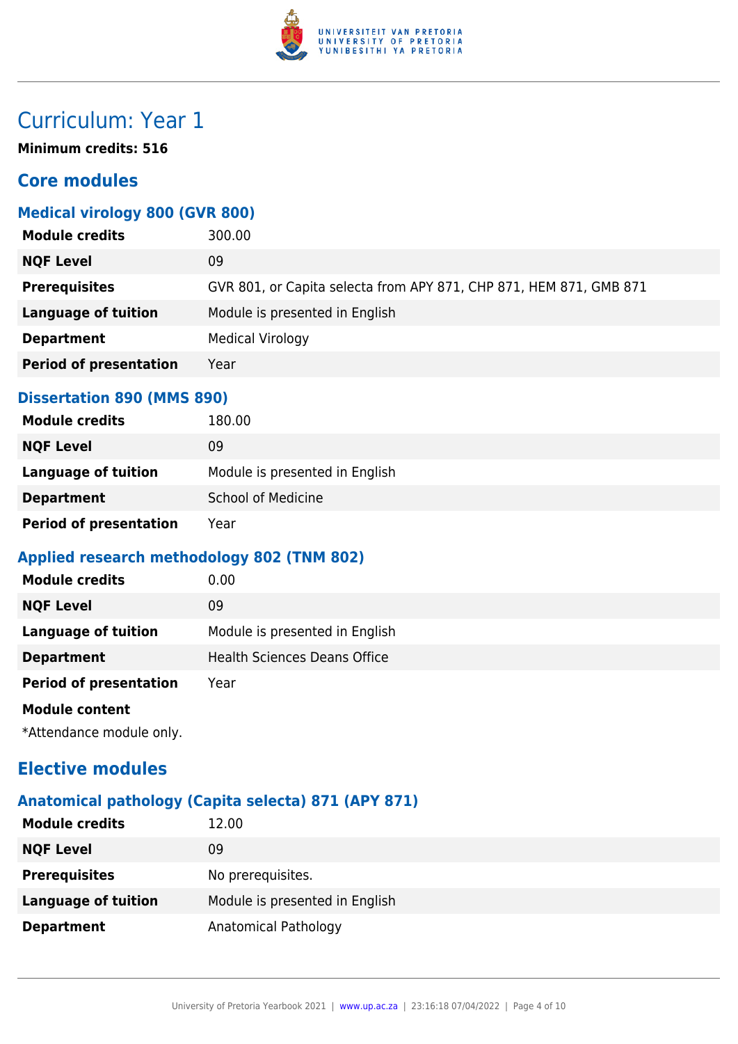# Curriculum: Year 1

**Minimum credits: 516**

## Core modules

### Medical virology 800 (GVR 800)

| | |
|---|---|
| **Module credits** | 300.00 |
| **NQF Level** | 09 |
| **Prerequisites** | GVR 801, or Capita selecta from APY 871, CHP 871, HEM 871, GMB 871 |
| **Language of tuition** | Module is presented in English |
| **Department** | Medical Virology |
| **Period of presentation** | Year |

### Dissertation 890 (MMS 890)

| | |
|---|---|
| **Module credits** | 180.00 |
| **NQF Level** | 09 |
| **Language of tuition** | Module is presented in English |
| **Department** | School of Medicine |
| **Period of presentation** | Year |

### Applied research methodology 802 (TNM 802)

| | |
|---|---|
| **Module credits** | 0.00 |
| **NQF Level** | 09 |
| **Language of tuition** | Module is presented in English |
| **Department** | Health Sciences Deans Office |
| **Period of presentation** | Year |

**Module content**

*Attendance module only.

## Elective modules

### Anatomical pathology (Capita selecta) 871 (APY 871)

| | |
|---|---|
| **Module credits** | 12.00 |
| **NQF Level** | 09 |
| **Prerequisites** | No prerequisites. |
| **Language of tuition** | Module is presented in English |
| **Department** | Anatomical Pathology |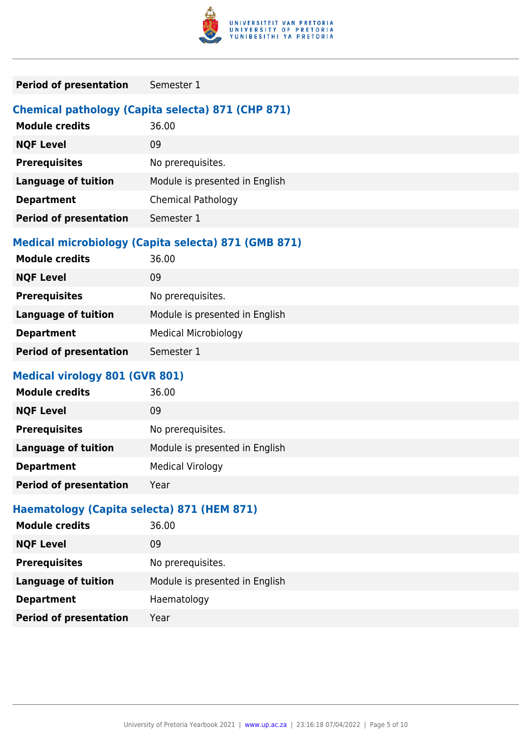| | |
|---|---|
| **Period of presentation** | Semester 1 |

### Chemical pathology (Capita selecta) 871 (CHP 871)

| | |
|---|---|
| **Module credits** | 36.00 |
| **NQF Level** | 09 |
| **Prerequisites** | No prerequisites. |
| **Language of tuition** | Module is presented in English |
| **Department** | Chemical Pathology |
| **Period of presentation** | Semester 1 |

### Medical microbiology (Capita selecta) 871 (GMB 871)

| | |
|---|---|
| **Module credits** | 36.00 |
| **NQF Level** | 09 |
| **Prerequisites** | No prerequisites. |
| **Language of tuition** | Module is presented in English |
| **Department** | Medical Microbiology |
| **Period of presentation** | Semester 1 |

### Medical virology 801 (GVR 801)

| | |
|---|---|
| **Module credits** | 36.00 |
| **NQF Level** | 09 |
| **Prerequisites** | No prerequisites. |
| **Language of tuition** | Module is presented in English |
| **Department** | Medical Virology |
| **Period of presentation** | Year |

### Haematology (Capita selecta) 871 (HEM 871)

| | |
|---|---|
| **Module credits** | 36.00 |
| **NQF Level** | 09 |
| **Prerequisites** | No prerequisites. |
| **Language of tuition** | Module is presented in English |
| **Department** | Haematology |
| **Period of presentation** | Year |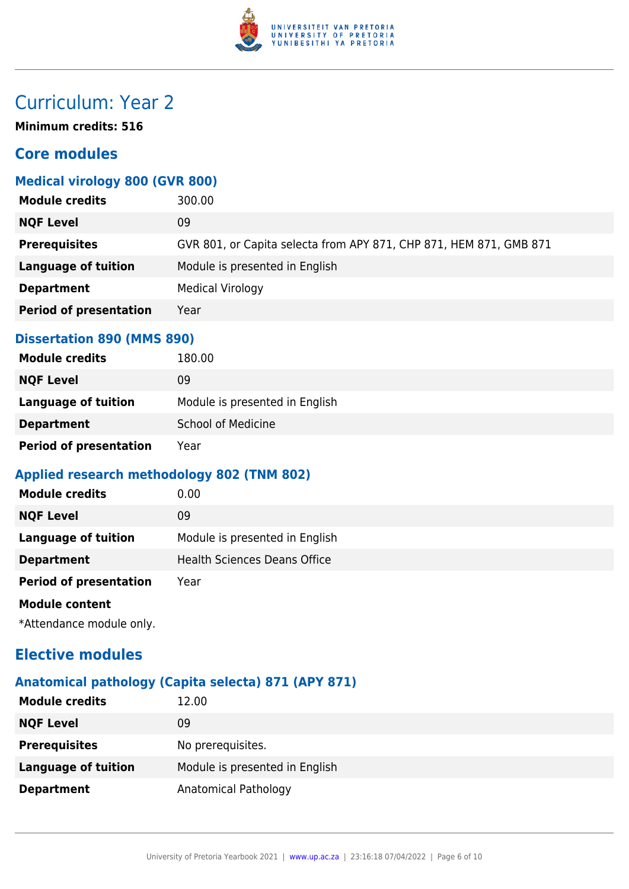# Curriculum: Year 2

**Minimum credits: 516**

## Core modules

### Medical virology 800 (GVR 800)

| | |
|---|---|
| **Module credits** | 300.00 |
| **NQF Level** | 09 |
| **Prerequisites** | GVR 801, or Capita selecta from APY 871, CHP 871, HEM 871, GMB 871 |
| **Language of tuition** | Module is presented in English |
| **Department** | Medical Virology |
| **Period of presentation** | Year |

### Dissertation 890 (MMS 890)

| | |
|---|---|
| **Module credits** | 180.00 |
| **NQF Level** | 09 |
| **Language of tuition** | Module is presented in English |
| **Department** | School of Medicine |
| **Period of presentation** | Year |

### Applied research methodology 802 (TNM 802)

| | |
|---|---|
| **Module credits** | 0.00 |
| **NQF Level** | 09 |
| **Language of tuition** | Module is presented in English |
| **Department** | Health Sciences Deans Office |
| **Period of presentation** | Year |

**Module content**

*Attendance module only.

## Elective modules

### Anatomical pathology (Capita selecta) 871 (APY 871)

| | |
|---|---|
| **Module credits** | 12.00 |
| **NQF Level** | 09 |
| **Prerequisites** | No prerequisites. |
| **Language of tuition** | Module is presented in English |
| **Department** | Anatomical Pathology |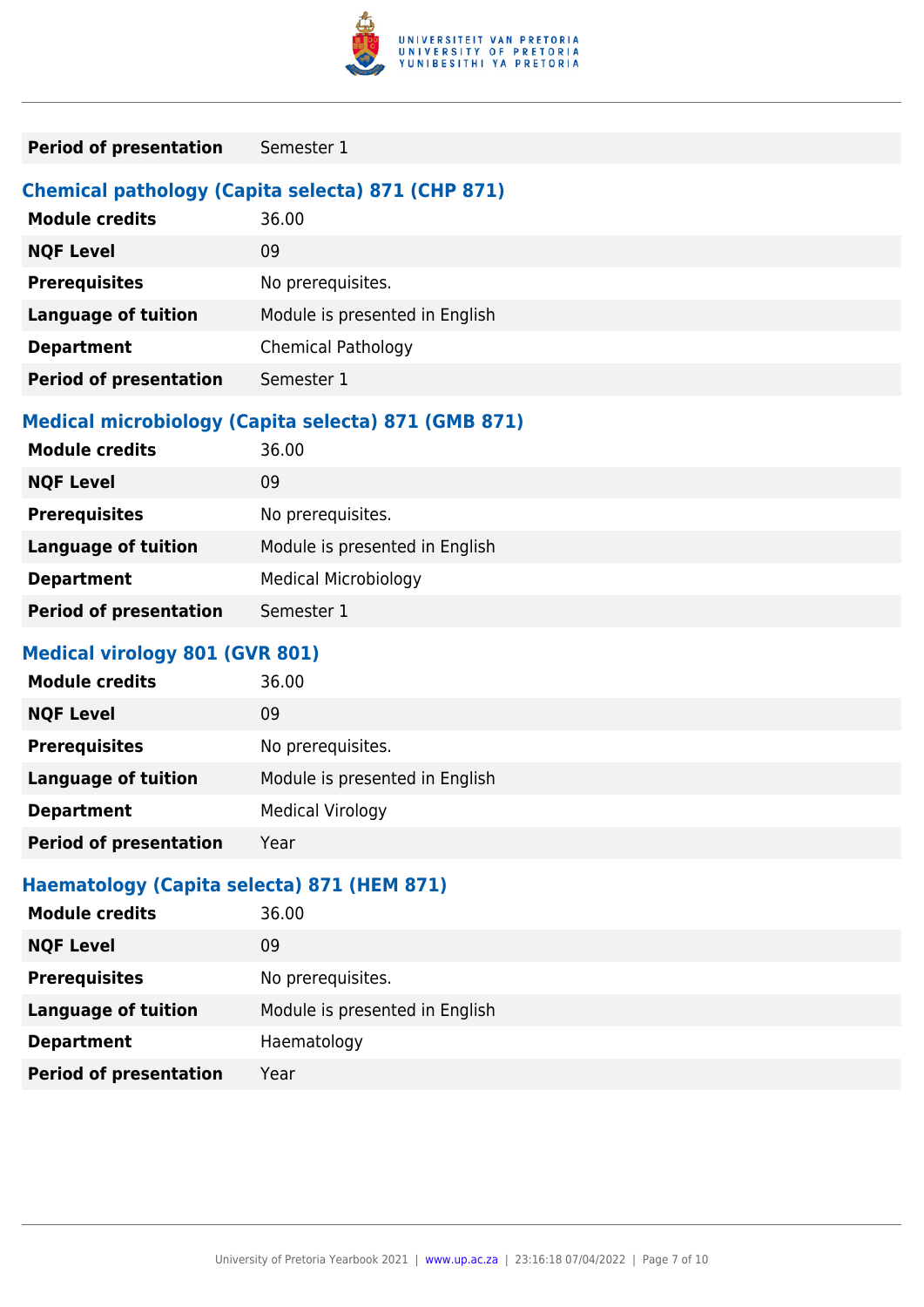| | |
|---|---|
| **Period of presentation** | Semester 1 |

### Chemical pathology (Capita selecta) 871 (CHP 871)

| | |
|---|---|
| **Module credits** | 36.00 |
| **NQF Level** | 09 |
| **Prerequisites** | No prerequisites. |
| **Language of tuition** | Module is presented in English |
| **Department** | Chemical Pathology |
| **Period of presentation** | Semester 1 |

### Medical microbiology (Capita selecta) 871 (GMB 871)

| | |
|---|---|
| **Module credits** | 36.00 |
| **NQF Level** | 09 |
| **Prerequisites** | No prerequisites. |
| **Language of tuition** | Module is presented in English |
| **Department** | Medical Microbiology |
| **Period of presentation** | Semester 1 |

### Medical virology 801 (GVR 801)

| | |
|---|---|
| **Module credits** | 36.00 |
| **NQF Level** | 09 |
| **Prerequisites** | No prerequisites. |
| **Language of tuition** | Module is presented in English |
| **Department** | Medical Virology |
| **Period of presentation** | Year |

### Haematology (Capita selecta) 871 (HEM 871)

| | |
|---|---|
| **Module credits** | 36.00 |
| **NQF Level** | 09 |
| **Prerequisites** | No prerequisites. |
| **Language of tuition** | Module is presented in English |
| **Department** | Haematology |
| **Period of presentation** | Year |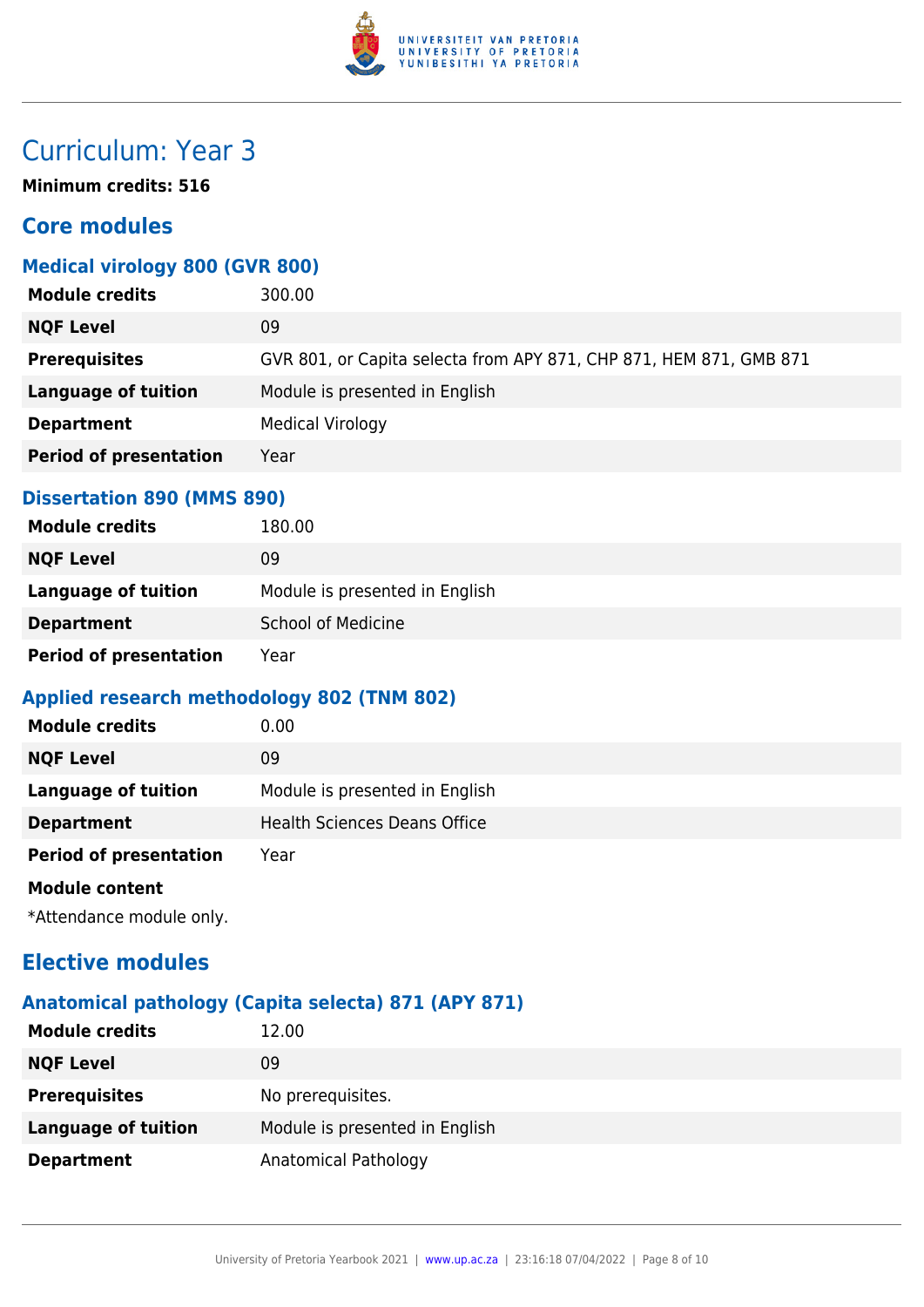# Curriculum: Year 3

**Minimum credits: 516**

## Core modules

### Medical virology 800 (GVR 800)

| | |
|---|---|
| **Module credits** | 300.00 |
| **NQF Level** | 09 |
| **Prerequisites** | GVR 801, or Capita selecta from APY 871, CHP 871, HEM 871, GMB 871 |
| **Language of tuition** | Module is presented in English |
| **Department** | Medical Virology |
| **Period of presentation** | Year |

### Dissertation 890 (MMS 890)

| | |
|---|---|
| **Module credits** | 180.00 |
| **NQF Level** | 09 |
| **Language of tuition** | Module is presented in English |
| **Department** | School of Medicine |
| **Period of presentation** | Year |

### Applied research methodology 802 (TNM 802)

| | |
|---|---|
| **Module credits** | 0.00 |
| **NQF Level** | 09 |
| **Language of tuition** | Module is presented in English |
| **Department** | Health Sciences Deans Office |
| **Period of presentation** | Year |

**Module content**

*Attendance module only.

## Elective modules

### Anatomical pathology (Capita selecta) 871 (APY 871)

| | |
|---|---|
| **Module credits** | 12.00 |
| **NQF Level** | 09 |
| **Prerequisites** | No prerequisites. |
| **Language of tuition** | Module is presented in English |
| **Department** | Anatomical Pathology |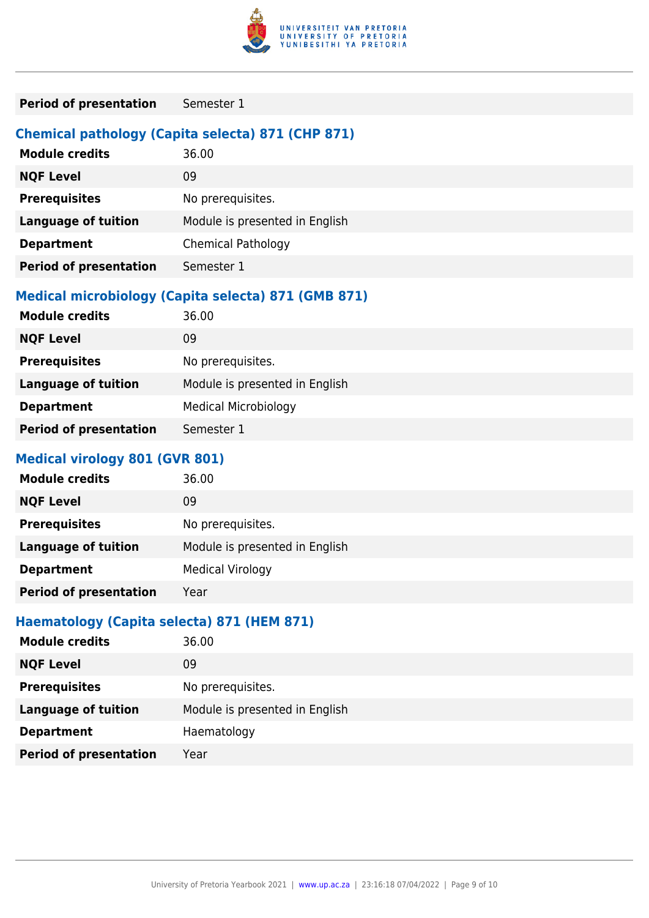| | |
|---|---|
| **Period of presentation** | Semester 1 |

### Chemical pathology (Capita selecta) 871 (CHP 871)

| | |
|---|---|
| **Module credits** | 36.00 |
| **NQF Level** | 09 |
| **Prerequisites** | No prerequisites. |
| **Language of tuition** | Module is presented in English |
| **Department** | Chemical Pathology |
| **Period of presentation** | Semester 1 |

### Medical microbiology (Capita selecta) 871 (GMB 871)

| | |
|---|---|
| **Module credits** | 36.00 |
| **NQF Level** | 09 |
| **Prerequisites** | No prerequisites. |
| **Language of tuition** | Module is presented in English |
| **Department** | Medical Microbiology |
| **Period of presentation** | Semester 1 |

### Medical virology 801 (GVR 801)

| | |
|---|---|
| **Module credits** | 36.00 |
| **NQF Level** | 09 |
| **Prerequisites** | No prerequisites. |
| **Language of tuition** | Module is presented in English |
| **Department** | Medical Virology |
| **Period of presentation** | Year |

### Haematology (Capita selecta) 871 (HEM 871)

| | |
|---|---|
| **Module credits** | 36.00 |
| **NQF Level** | 09 |
| **Prerequisites** | No prerequisites. |
| **Language of tuition** | Module is presented in English |
| **Department** | Haematology |
| **Period of presentation** | Year |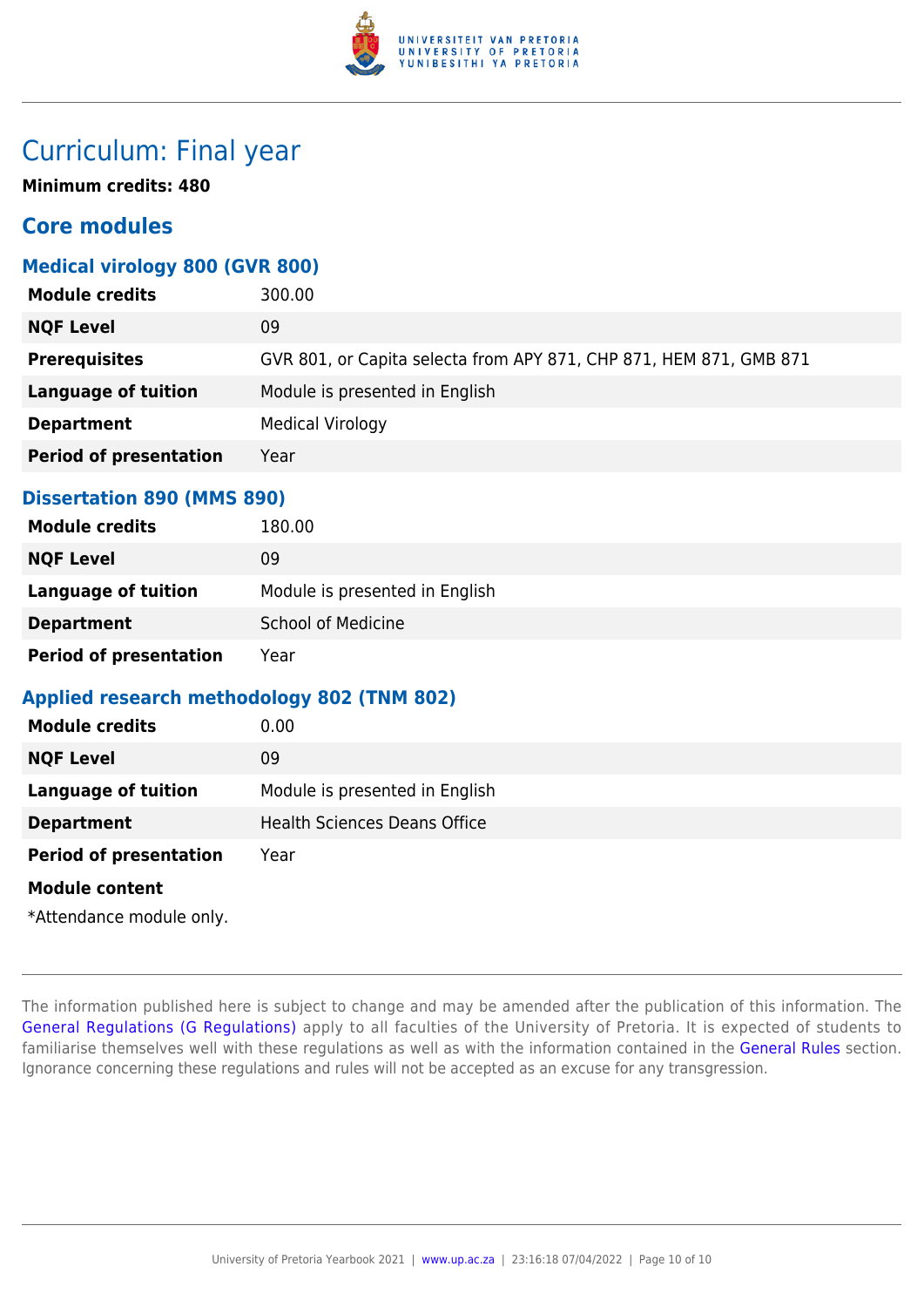# Curriculum: Final year

**Minimum credits: 480**

## Core modules

### Medical virology 800 (GVR 800)

| | |
|---|---|
| **Module credits** | 300.00 |
| **NQF Level** | 09 |
| **Prerequisites** | GVR 801, or Capita selecta from APY 871, CHP 871, HEM 871, GMB 871 |
| **Language of tuition** | Module is presented in English |
| **Department** | Medical Virology |
| **Period of presentation** | Year |

### Dissertation 890 (MMS 890)

| | |
|---|---|
| **Module credits** | 180.00 |
| **NQF Level** | 09 |
| **Language of tuition** | Module is presented in English |
| **Department** | School of Medicine |
| **Period of presentation** | Year |

### Applied research methodology 802 (TNM 802)

| | |
|---|---|
| **Module credits** | 0.00 |
| **NQF Level** | 09 |
| **Language of tuition** | Module is presented in English |
| **Department** | Health Sciences Deans Office |
| **Period of presentation** | Year |

**Module content**

*Attendance module only.

The information published here is subject to change and may be amended after the publication of this information. The General Regulations (G Regulations) apply to all faculties of the University of Pretoria. It is expected of students to familiarise themselves well with these regulations as well as with the information contained in the General Rules section. Ignorance concerning these regulations and rules will not be accepted as an excuse for any transgression.